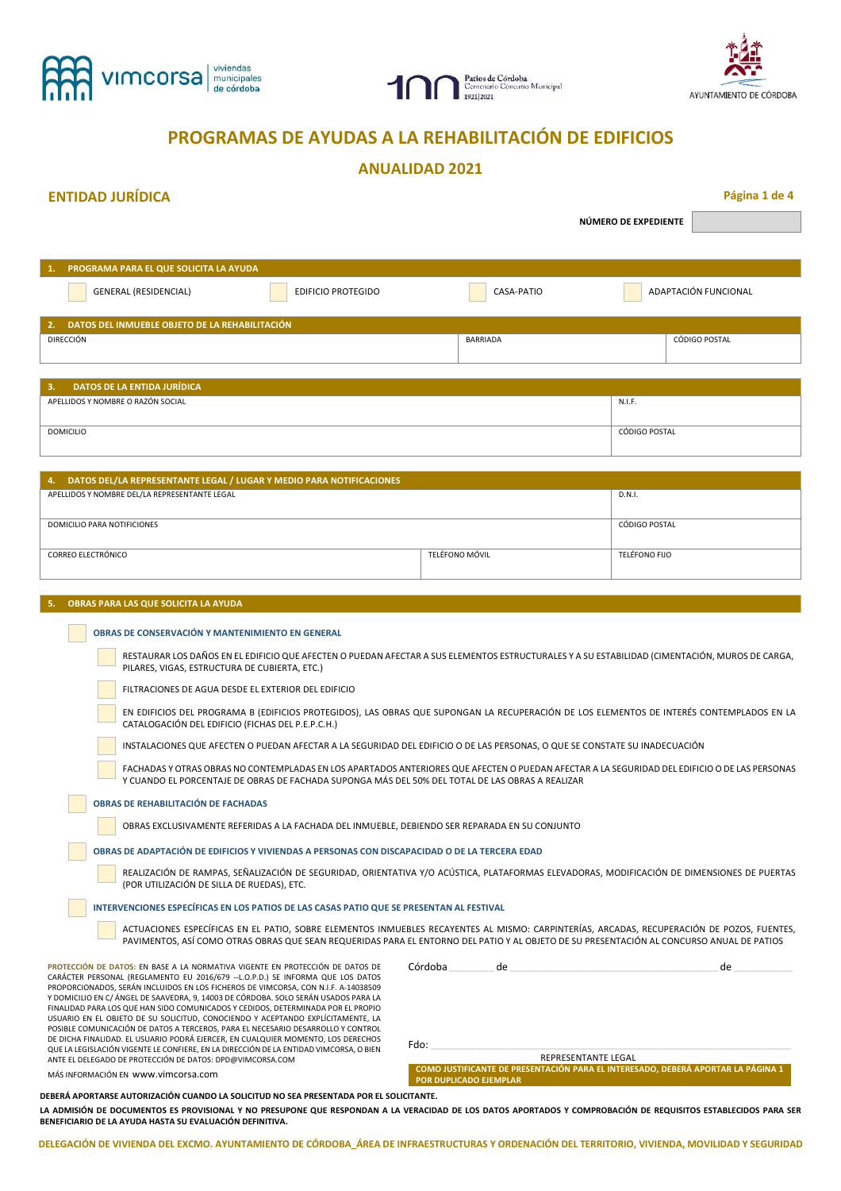vimcorsa viviendas municipales de córdoba

Patios de Córdoba Centenario Concurso Municipal 1921|2021

AYUNTAMIENTO DE CÓRDOBA

# PROGRAMAS DE AYUDAS A LA REHABILITACIÓN DE EDIFICIOS

## ANUALIDAD 2021

## ENTIDAD JURÍDICA

**NÚMERO DE EXPEDIENTE** ____________

### 1. PROGRAMA PARA EL QUE SOLICITA LA AYUDA

- [ ] GENERAL (RESIDENCIAL)
- [ ] EDIFICIO PROTEGIDO
- [ ] CASA-PATIO
- [ ] ADAPTACIÓN FUNCIONAL

### 2. DATOS DEL INMUEBLE OBJETO DE LA REHABILITACIÓN

| DIRECCIÓN | BARRIADA | CÓDIGO POSTAL |
|---|---|---|
| | | |

### 3. DATOS DE LA ENTIDA JURÍDICA

| APELLIDOS Y NOMBRE O RAZÓN SOCIAL | N.I.F. |
|---|---|
| | |
| DOMICILIO | CÓDIGO POSTAL |
| | |

### 4. DATOS DEL/LA REPRESENTANTE LEGAL / LUGAR Y MEDIO PARA NOTIFICACIONES

| APELLIDOS Y NOMBRE DEL/LA REPRESENTANTE LEGAL | | D.N.I. |
|---|---|---|
| | | |
| DOMICILIO PARA NOTIFICIONES | | CÓDIGO POSTAL |
| | | |
| CORREO ELECTRÓNICO | TELÉFONO MÓVIL | TELÉFONO FIJO |
| | | |

### 5. OBRAS PARA LAS QUE SOLICITA LA AYUDA

- [ ] **OBRAS DE CONSERVACIÓN Y MANTENIMIENTO EN GENERAL**
  - [ ] RESTAURAR LOS DAÑOS EN EL EDIFICIO QUE AFECTEN O PUEDAN AFECTAR A SUS ELEMENTOS ESTRUCTURALES Y A SU ESTABILIDAD (CIMENTACIÓN, MUROS DE CARGA, PILARES, VIGAS, ESTRUCTURA DE CUBIERTA, ETC.)
  - [ ] FILTRACIONES DE AGUA DESDE EL EXTERIOR DEL EDIFICIO
  - [ ] EN EDIFICIOS DEL PROGRAMA B (EDIFICIOS PROTEGIDOS), LAS OBRAS QUE SUPONGAN LA RECUPERACIÓN DE LOS ELEMENTOS DE INTERÉS CONTEMPLADOS EN LA CATALOGACIÓN DEL EDIFICIO (FICHAS DEL P.E.P.C.H.)
  - [ ] INSTALACIONES QUE AFECTEN O PUEDAN AFECTAR A LA SEGURIDAD DEL EDIFICIO O DE LAS PERSONAS, O QUE SE CONSTATE SU INADECUACIÓN
  - [ ] FACHADAS Y OTRAS OBRAS NO CONTEMPLADAS EN LOS APARTADOS ANTERIORES QUE AFECTEN O PUEDAN AFECTAR A LA SEGURIDAD DEL EDIFICIO O DE LAS PERSONAS Y CUANDO EL PORCENTAJE DE OBRAS DE FACHADA SUPONGA MÁS DEL 50% DEL TOTAL DE LAS OBRAS A REALIZAR
- [ ] **OBRAS DE REHABILITACIÓN DE FACHADAS**
  - [ ] OBRAS EXCLUSIVAMENTE REFERIDAS A LA FACHADA DEL INMUEBLE, DEBIENDO SER REPARADA EN SU CONJUNTO
- [ ] **OBRAS DE ADAPTACIÓN DE EDIFICIOS Y VIVIENDAS A PERSONAS CON DISCAPACIDAD O DE LA TERCERA EDAD**
  - [ ] REALIZACIÓN DE RAMPAS, SEÑALIZACIÓN DE SEGURIDAD, ORIENTATIVA Y/O ACÚSTICA, PLATAFORMAS ELEVADORAS, MODIFICACIÓN DE DIMENSIONES DE PUERTAS (POR UTILIZACIÓN DE SILLA DE RUEDAS), ETC.
- [ ] **INTERVENCIONES ESPECÍFICAS EN LOS PATIOS DE LAS CASAS PATIO QUE SE PRESENTAN AL FESTIVAL**
  - [ ] ACTUACIONES ESPECÍFICAS EN EL PATIO, SOBRE ELEMENTOS INMUEBLES RECAYENTES AL MISMO: CARPINTERÍAS, ARCADAS, RECUPERACIÓN DE POZOS, FUENTES, PAVIMENTOS, ASÍ COMO OTRAS OBRAS QUE SEAN REQUERIDAS PARA EL ENTORNO DEL PATIO Y AL OBJETO DE SU PRESENTACIÓN AL CONCURSO ANUAL DE PATIOS

**PROTECCIÓN DE DATOS:** EN BASE A LA NORMATIVA VIGENTE EN PROTECCIÓN DE DATOS DE CARÁCTER PERSONAL (REGLAMENTO EU 2016/679 --L.O.P.D.) SE INFORMA QUE LOS DATOS PROPORCIONADOS, SERÁN INCLUIDOS EN LOS FICHEROS DE VIMCORSA, CON N.I.F. A-14038509 Y DOMICILIO EN C/ ÁNGEL DE SAAVEDRA, 9, 14003 DE CÓRDOBA. SOLO SERÁN USADOS PARA LA FINALIDAD PARA LOS QUE HAN SIDO COMUNICADOS Y CEDIDOS, DETERMINADA POR EL PROPIO USUARIO EN EL OBJETO DE SU SOLICITUD, CONOCIENDO Y ACEPTANDO EXPLÍCITAMENTE, LA POSIBLE COMUNICACIÓN DE DATOS A TERCEROS, PARA EL NECESARIO DESARROLLO Y CONTROL DE DICHA FINALIDAD. EL USUARIO PODRÁ EJERCER, EN CUALQUIER MOMENTO, LOS DERECHOS QUE LA LEGISLACIÓN VIGENTE LE CONFIERE, EN LA DIRECCIÓN DE LA ENTIDAD VIMCORSA, O BIEN ANTE EL DELEGADO DE PROTECCIÓN DE DATOS: DPD@VIMCORSA.COM

MÁS INFORMACIÓN EN www.vimcorsa.com

Córdoba ________ de ____________________________ de __________

Fdo: ____________________________________________

REPRESENTANTE LEGAL

**COMO JUSTIFICANTE DE PRESENTACIÓN PARA EL INTERESADO, DEBERÁ APORTAR LA PÁGINA 1 POR DUPLICADO EJEMPLAR**

**DEBERÁ APORTARSE AUTORIZACIÓN CUANDO LA SOLICITUD NO SEA PRESENTADA POR EL SOLICITANTE.**

**LA ADMISIÓN DE DOCUMENTOS ES PROVISIONAL Y NO PRESUPONE QUE RESPONDAN A LA VERACIDAD DE LOS DATOS APORTADOS Y COMPROBACIÓN DE REQUISITOS ESTABLECIDOS PARA SER BENEFICIARIO DE LA AYUDA HASTA SU EVALUACIÓN DEFINITIVA.**

**DELEGACIÓN DE VIVIENDA DEL EXCMO. AYUNTAMIENTO DE CÓRDOBA_ÁREA DE INFRAESTRUCTURAS Y ORDENACIÓN DEL TERRITORIO, VIVIENDA, MOVILIDAD Y SEGURIDAD**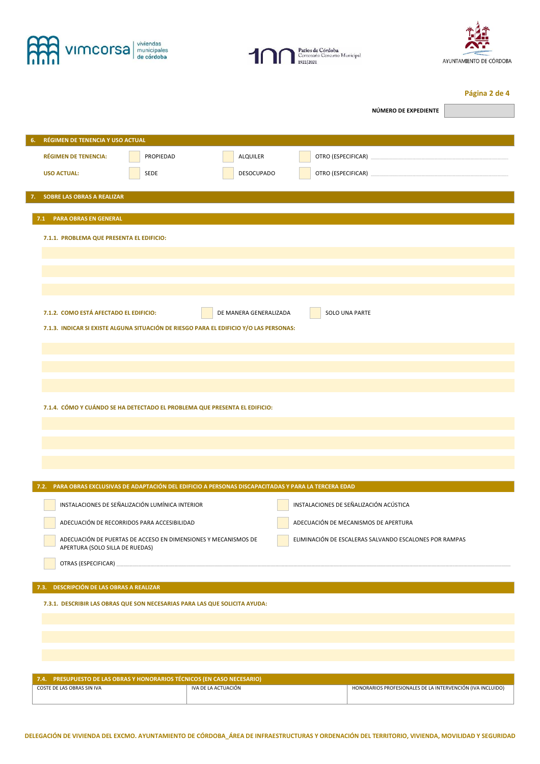**NÚMERO DE EXPEDIENTE** \_\_\_\_\_\_\_\_\_\_

## 6. RÉGIMEN DE TENENCIA Y USO ACTUAL

**RÉGIMEN DE TENENCIA:** ☐ PROPIEDAD ☐ ALQUILER ☐ OTRO (ESPECIFICAR) \_\_\_\_\_\_\_\_\_\_\_\_\_\_\_\_\_\_\_\_

**USO ACTUAL:** ☐ SEDE ☐ DESOCUPADO ☐ OTRO (ESPECIFICAR) \_\_\_\_\_\_\_\_\_\_\_\_\_\_\_\_\_\_\_\_

## 7. SOBRE LAS OBRAS A REALIZAR

### 7.1 PARA OBRAS EN GENERAL

**7.1.1. PROBLEMA QUE PRESENTA EL EDIFICIO:**

\_\_\_\_\_\_\_\_\_\_\_\_\_\_\_\_\_\_\_\_\_\_\_\_\_\_\_\_\_\_\_\_\_\_\_\_\_\_\_\_

\_\_\_\_\_\_\_\_\_\_\_\_\_\_\_\_\_\_\_\_\_\_\_\_\_\_\_\_\_\_\_\_\_\_\_\_\_\_\_\_

\_\_\_\_\_\_\_\_\_\_\_\_\_\_\_\_\_\_\_\_\_\_\_\_\_\_\_\_\_\_\_\_\_\_\_\_\_\_\_\_

**7.1.2. COMO ESTÁ AFECTADO EL EDIFICIO:** ☐ DE MANERA GENERALIZADA ☐ SOLO UNA PARTE

**7.1.3. INDICAR SI EXISTE ALGUNA SITUACIÓN DE RIESGO PARA EL EDIFICIO Y/O LAS PERSONAS:**

\_\_\_\_\_\_\_\_\_\_\_\_\_\_\_\_\_\_\_\_\_\_\_\_\_\_\_\_\_\_\_\_\_\_\_\_\_\_\_\_

\_\_\_\_\_\_\_\_\_\_\_\_\_\_\_\_\_\_\_\_\_\_\_\_\_\_\_\_\_\_\_\_\_\_\_\_\_\_\_\_

\_\_\_\_\_\_\_\_\_\_\_\_\_\_\_\_\_\_\_\_\_\_\_\_\_\_\_\_\_\_\_\_\_\_\_\_\_\_\_\_

**7.1.4. CÓMO Y CUÁNDO SE HA DETECTADO EL PROBLEMA QUE PRESENTA EL EDIFICIO:**

\_\_\_\_\_\_\_\_\_\_\_\_\_\_\_\_\_\_\_\_\_\_\_\_\_\_\_\_\_\_\_\_\_\_\_\_\_\_\_\_

\_\_\_\_\_\_\_\_\_\_\_\_\_\_\_\_\_\_\_\_\_\_\_\_\_\_\_\_\_\_\_\_\_\_\_\_\_\_\_\_

\_\_\_\_\_\_\_\_\_\_\_\_\_\_\_\_\_\_\_\_\_\_\_\_\_\_\_\_\_\_\_\_\_\_\_\_\_\_\_\_

### 7.2. PARA OBRAS EXCLUSIVAS DE ADAPTACIÓN DEL EDIFICIO A PERSONAS DISCAPACITADAS Y PARA LA TERCERA EDAD

- ☐ INSTALACIONES DE SEÑALIZACIÓN LUMÍNICA INTERIOR
- ☐ INSTALACIONES DE SEÑALIZACIÓN ACÚSTICA
- ☐ ADECUACIÓN DE RECORRIDOS PARA ACCESIBILIDAD
- ☐ ADECUACIÓN DE MECANISMOS DE APERTURA
- ☐ ADECUACIÓN DE PUERTAS DE ACCESO EN DIMENSIONES Y MECANISMOS DE APERTURA (SOLO SILLA DE RUEDAS)
- ☐ ELIMINACIÓN DE ESCALERAS SALVANDO ESCALONES POR RAMPAS
- ☐ OTRAS (ESPECIFICAR) \_\_\_\_\_\_\_\_\_\_\_\_\_\_\_\_\_\_\_\_\_\_\_\_\_\_\_\_\_\_\_\_\_\_\_\_\_\_\_\_

### 7.3. DESCRIPCIÓN DE LAS OBRAS A REALIZAR

**7.3.1. DESCRIBIR LAS OBRAS QUE SON NECESARIAS PARA LAS QUE SOLICITA AYUDA:**

\_\_\_\_\_\_\_\_\_\_\_\_\_\_\_\_\_\_\_\_\_\_\_\_\_\_\_\_\_\_\_\_\_\_\_\_\_\_\_\_

\_\_\_\_\_\_\_\_\_\_\_\_\_\_\_\_\_\_\_\_\_\_\_\_\_\_\_\_\_\_\_\_\_\_\_\_\_\_\_\_

\_\_\_\_\_\_\_\_\_\_\_\_\_\_\_\_\_\_\_\_\_\_\_\_\_\_\_\_\_\_\_\_\_\_\_\_\_\_\_\_

### 7.4. PRESUPUESTO DE LAS OBRAS Y HONORARIOS TÉCNICOS (EN CASO NECESARIO)

| COSTE DE LAS OBRAS SIN IVA | IVA DE LA ACTUACIÓN | HONORARIOS PROFESIONALES DE LA INTERVENCIÓN (IVA INCLUIDO) |
|---|---|---|
| | | |

DELEGACIÓN DE VIVIENDA DEL EXCMO. AYUNTAMIENTO DE CÓRDOBA_ÁREA DE INFRAESTRUCTURAS Y ORDENACIÓN DEL TERRITORIO, VIVIENDA, MOVILIDAD Y SEGURIDAD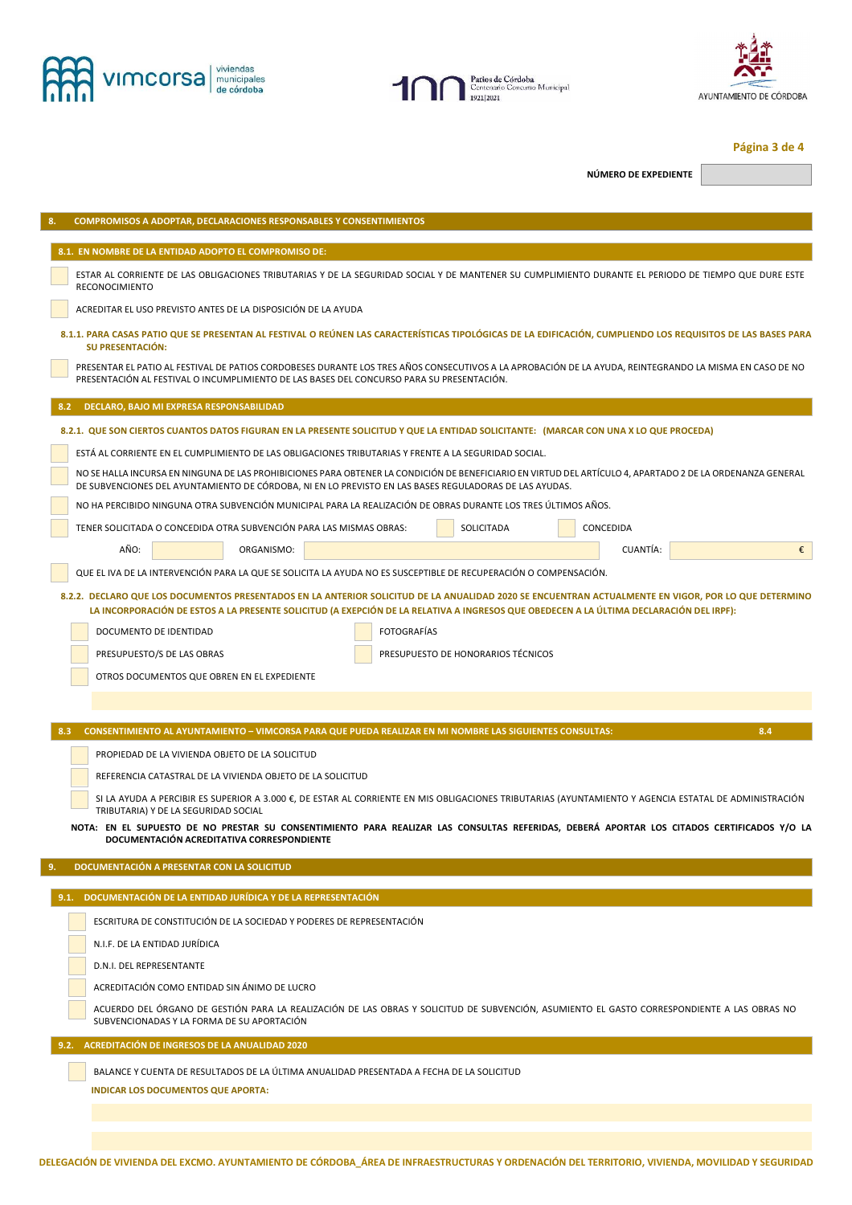NÚMERO DE EXPEDIENTE

## 8. COMPROMISOS A ADOPTAR, DECLARACIONES RESPONSABLES Y CONSENTIMIENTOS

### 8.1. EN NOMBRE DE LA ENTIDAD ADOPTO EL COMPROMISO DE:

- ☐ ESTAR AL CORRIENTE DE LAS OBLIGACIONES TRIBUTARIAS Y DE LA SEGURIDAD SOCIAL Y DE MANTENER SU CUMPLIMIENTO DURANTE EL PERIODO DE TIEMPO QUE DURE ESTE RECONOCIMIENTO
- ☐ ACREDITAR EL USO PREVISTO ANTES DE LA DISPOSICIÓN DE LA AYUDA

**8.1.1. PARA CASAS PATIO QUE SE PRESENTAN AL FESTIVAL O REÚNEN LAS CARACTERÍSTICAS TIPOLÓGICAS DE LA EDIFICACIÓN, CUMPLIENDO LOS REQUISITOS DE LAS BASES PARA SU PRESENTACIÓN:**

- ☐ PRESENTAR EL PATIO AL FESTIVAL DE PATIOS CORDOBESES DURANTE LOS TRES AÑOS CONSECUTIVOS A LA APROBACIÓN DE LA AYUDA, REINTEGRANDO LA MISMA EN CASO DE NO PRESENTACIÓN AL FESTIVAL O INCUMPLIMIENTO DE LAS BASES DEL CONCURSO PARA SU PRESENTACIÓN.

### 8.2 DECLARO, BAJO MI EXPRESA RESPONSABILIDAD

**8.2.1. QUE SON CIERTOS CUANTOS DATOS FIGURAN EN LA PRESENTE SOLICITUD Y QUE LA ENTIDAD SOLICITANTE: (MARCAR CON UNA X LO QUE PROCEDA)**

- ☐ ESTÁ AL CORRIENTE EN EL CUMPLIMIENTO DE LAS OBLIGACIONES TRIBUTARIAS Y FRENTE A LA SEGURIDAD SOCIAL.
- ☐ NO SE HALLA INCURSA EN NINGUNA DE LAS PROHIBICIONES PARA OBTENER LA CONDICIÓN DE BENEFICIARIO EN VIRTUD DEL ARTÍCULO 4, APARTADO 2 DE LA ORDENANZA GENERAL DE SUBVENCIONES DEL AYUNTAMIENTO DE CÓRDOBA, NI EN LO PREVISTO EN LAS BASES REGULADORAS DE LAS AYUDAS.
- ☐ NO HA PERCIBIDO NINGUNA OTRA SUBVENCIÓN MUNICIPAL PARA LA REALIZACIÓN DE OBRAS DURANTE LOS TRES ÚLTIMOS AÑOS.
- ☐ TENER SOLICITADA O CONCEDIDA OTRA SUBVENCIÓN PARA LAS MISMAS OBRAS: ☐ SOLICITADA ☐ CONCEDIDA

  AÑO: ______ ORGANISMO: ______ CUANTÍA: ______ €
- ☐ QUE EL IVA DE LA INTERVENCIÓN PARA LA QUE SE SOLICITA LA AYUDA NO ES SUSCEPTIBLE DE RECUPERACIÓN O COMPENSACIÓN.

**8.2.2. DECLARO QUE LOS DOCUMENTOS PRESENTADOS EN LA ANTERIOR SOLICITUD DE LA ANUALIDAD 2020 SE ENCUENTRAN ACTUALMENTE EN VIGOR, POR LO QUE DETERMINO LA INCORPORACIÓN DE ESTOS A LA PRESENTE SOLICITUD (A EXEPCIÓN DE LA RELATIVA A INGRESOS QUE OBEDECEN A LA ÚLTIMA DECLARACIÓN DEL IRPF):**

- ☐ DOCUMENTO DE IDENTIDAD
- ☐ FOTOGRAFÍAS
- ☐ PRESUPUESTO/S DE LAS OBRAS
- ☐ PRESUPUESTO DE HONORARIOS TÉCNICOS
- ☐ OTROS DOCUMENTOS QUE OBREN EN EL EXPEDIENTE

### 8.3 CONSENTIMIENTO AL AYUNTAMIENTO – VIMCORSA PARA QUE PUEDA REALIZAR EN MI NOMBRE LAS SIGUIENTES CONSULTAS: 8.4

- ☐ PROPIEDAD DE LA VIVIENDA OBJETO DE LA SOLICITUD
- ☐ REFERENCIA CATASTRAL DE LA VIVIENDA OBJETO DE LA SOLICITUD
- ☐ SI LA AYUDA A PERCIBIR ES SUPERIOR A 3.000 €, DE ESTAR AL CORRIENTE EN MIS OBLIGACIONES TRIBUTARIAS (AYUNTAMIENTO Y AGENCIA ESTATAL DE ADMINISTRACIÓN TRIBUTARIA) Y DE LA SEGURIDAD SOCIAL

**NOTA: EN EL SUPUESTO DE NO PRESTAR SU CONSENTIMIENTO PARA REALIZAR LAS CONSULTAS REFERIDAS, DEBERÁ APORTAR LOS CITADOS CERTIFICADOS Y/O LA DOCUMENTACIÓN ACREDITATIVA CORRESPONDIENTE**

## 9. DOCUMENTACIÓN A PRESENTAR CON LA SOLICITUD

### 9.1. DOCUMENTACIÓN DE LA ENTIDAD JURÍDICA Y DE LA REPRESENTACIÓN

- ☐ ESCRITURA DE CONSTITUCIÓN DE LA SOCIEDAD Y PODERES DE REPRESENTACIÓN
- ☐ N.I.F. DE LA ENTIDAD JURÍDICA
- ☐ D.N.I. DEL REPRESENTANTE
- ☐ ACREDITACIÓN COMO ENTIDAD SIN ÁNIMO DE LUCRO
- ☐ ACUERDO DEL ÓRGANO DE GESTIÓN PARA LA REALIZACIÓN DE LAS OBRAS Y SOLICITUD DE SUBVENCIÓN, ASUMIENTO EL GASTO CORRESPONDIENTE A LAS OBRAS NO SUBVENCIONADAS Y LA FORMA DE SU APORTACIÓN

### 9.2. ACREDITACIÓN DE INGRESOS DE LA ANUALIDAD 2020

- ☐ BALANCE Y CUENTA DE RESULTADOS DE LA ÚLTIMA ANUALIDAD PRESENTADA A FECHA DE LA SOLICITUD

**INDICAR LOS DOCUMENTOS QUE APORTA:**

DELEGACIÓN DE VIVIENDA DEL EXCMO. AYUNTAMIENTO DE CÓRDOBA_ÁREA DE INFRAESTRUCTURAS Y ORDENACIÓN DEL TERRITORIO, VIVIENDA, MOVILIDAD Y SEGURIDAD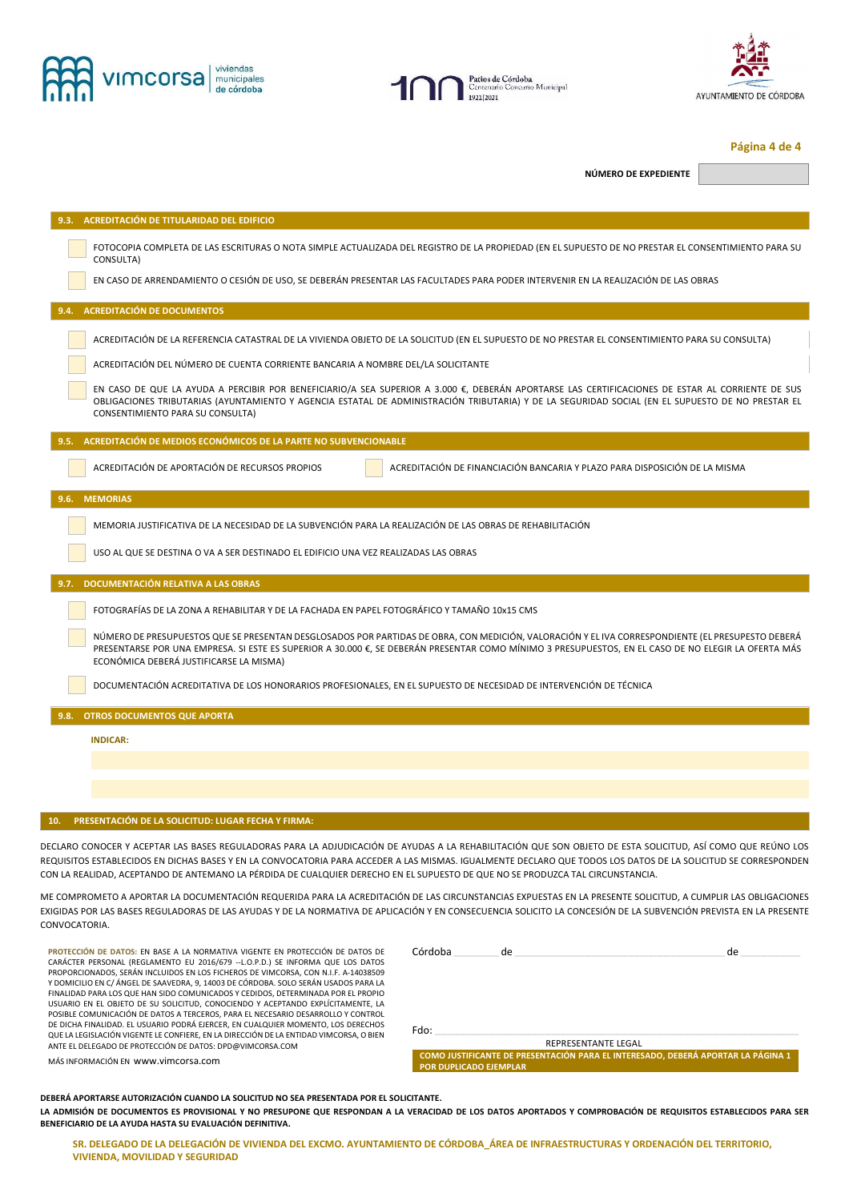**NÚMERO DE EXPEDIENTE**

### 9.3. ACREDITACIÓN DE TITULARIDAD DEL EDIFICIO

- ☐ FOTOCOPIA COMPLETA DE LAS ESCRITURAS O NOTA SIMPLE ACTUALIZADA DEL REGISTRO DE LA PROPIEDAD (EN EL SUPUESTO DE NO PRESTAR EL CONSENTIMIENTO PARA SU CONSULTA)
- ☐ EN CASO DE ARRENDAMIENTO O CESIÓN DE USO, SE DEBERÁN PRESENTAR LAS FACULTADES PARA PODER INTERVENIR EN LA REALIZACIÓN DE LAS OBRAS

### 9.4. ACREDITACIÓN DE DOCUMENTOS

- ☐ ACREDITACIÓN DE LA REFERENCIA CATASTRAL DE LA VIVIENDA OBJETO DE LA SOLICITUD (EN EL SUPUESTO DE NO PRESTAR EL CONSENTIMIENTO PARA SU CONSULTA)
- ☐ ACREDITACIÓN DEL NÚMERO DE CUENTA CORRIENTE BANCARIA A NOMBRE DEL/LA SOLICITANTE
- ☐ EN CASO DE QUE LA AYUDA A PERCIBIR POR BENEFICIARIO/A SEA SUPERIOR A 3.000 €, DEBERÁN APORTARSE LAS CERTIFICACIONES DE ESTAR AL CORRIENTE DE SUS OBLIGACIONES TRIBUTARIAS (AYUNTAMIENTO Y AGENCIA ESTATAL DE ADMINISTRACIÓN TRIBUTARIA) Y DE LA SEGURIDAD SOCIAL (EN EL SUPUESTO DE NO PRESTAR EL CONSENTIMIENTO PARA SU CONSULTA)

### 9.5. ACREDITACIÓN DE MEDIOS ECONÓMICOS DE LA PARTE NO SUBVENCIONABLE

- ☐ ACREDITACIÓN DE APORTACIÓN DE RECURSOS PROPIOS
- ☐ ACREDITACIÓN DE FINANCIACIÓN BANCARIA Y PLAZO PARA DISPOSICIÓN DE LA MISMA

### 9.6. MEMORIAS

- ☐ MEMORIA JUSTIFICATIVA DE LA NECESIDAD DE LA SUBVENCIÓN PARA LA REALIZACIÓN DE LAS OBRAS DE REHABILITACIÓN
- ☐ USO AL QUE SE DESTINA O VA A SER DESTINADO EL EDIFICIO UNA VEZ REALIZADAS LAS OBRAS

### 9.7. DOCUMENTACIÓN RELATIVA A LAS OBRAS

- ☐ FOTOGRAFÍAS DE LA ZONA A REHABILITAR Y DE LA FACHADA EN PAPEL FOTOGRÁFICO Y TAMAÑO 10x15 CMS
- ☐ NÚMERO DE PRESUPUESTOS QUE SE PRESENTAN DESGLOSADOS POR PARTIDAS DE OBRA, CON MEDICIÓN, VALORACIÓN Y EL IVA CORRESPONDIENTE (EL PRESUPESTO DEBERÁ PRESENTARSE POR UNA EMPRESA. SI ESTE ES SUPERIOR A 30.000 €, SE DEBERÁN PRESENTAR COMO MÍNIMO 3 PRESUPUESTOS, EN EL CASO DE NO ELEGIR LA OFERTA MÁS ECONÓMICA DEBERÁ JUSTIFICARSE LA MISMA)
- ☐ DOCUMENTACIÓN ACREDITATIVA DE LOS HONORARIOS PROFESIONALES, EN EL SUPUESTO DE NECESIDAD DE INTERVENCIÓN DE TÉCNICA

### 9.8. OTROS DOCUMENTOS QUE APORTA

**INDICAR:**

## 10. PRESENTACIÓN DE LA SOLICITUD: LUGAR FECHA Y FIRMA:

DECLARO CONOCER Y ACEPTAR LAS BASES REGULADORAS PARA LA ADJUDICACIÓN DE AYUDAS A LA REHABILITACIÓN QUE SON OBJETO DE ESTA SOLICITUD, ASÍ COMO QUE REÚNO LOS REQUISITOS ESTABLECIDOS EN DICHAS BASES Y EN LA CONVOCATORIA PARA ACCEDER A LAS MISMAS. IGUALMENTE DECLARO QUE TODOS LOS DATOS DE LA SOLICITUD SE CORRESPONDEN CON LA REALIDAD, ACEPTANDO DE ANTEMANO LA PÉRDIDA DE CUALQUIER DERECHO EN EL SUPUESTO DE QUE NO SE PRODUZCA TAL CIRCUNSTANCIA.

ME COMPROMETO A APORTAR LA DOCUMENTACIÓN REQUERIDA PARA LA ACREDITACIÓN DE LAS CIRCUNSTANCIAS EXPUESTAS EN LA PRESENTE SOLICITUD, A CUMPLIR LAS OBLIGACIONES EXIGIDAS POR LAS BASES REGULADORAS DE LAS AYUDAS Y DE LA NORMATIVA DE APLICACIÓN Y EN CONSECUENCIA SOLICITO LA CONCESIÓN DE LA SUBVENCIÓN PREVISTA EN LA PRESENTE CONVOCATORIA.

**PROTECCIÓN DE DATOS:** EN BASE A LA NORMATIVA VIGENTE EN PROTECCIÓN DE DATOS DE CARÁCTER PERSONAL (REGLAMENTO EU 2016/679 --L.O.P.D.) SE INFORMA QUE LOS DATOS PROPORCIONADOS, SERÁN INCLUIDOS EN LOS FICHEROS DE VIMCORSA, CON N.I.F. A-14038509 Y DOMICILIO EN C/ ÁNGEL DE SAAVEDRA, 9, 14003 DE CÓRDOBA. SOLO SERÁN USADOS PARA LA FINALIDAD PARA LOS QUE HAN SIDO COMUNICADOS Y CEDIDOS, DETERMINADA POR EL PROPIO USUARIO EN EL OBJETO DE SU SOLICITUD, CONOCIENDO Y ACEPTANDO EXPLÍCITAMENTE, LA POSIBLE COMUNICACIÓN DE DATOS A TERCEROS, PARA EL NECESARIO DESARROLLO Y CONTROL DE DICHA FINALIDAD. EL USUARIO PODRÁ EJERCER, EN CUALQUIER MOMENTO, LOS DERECHOS QUE LA LEGISLACIÓN VIGENTE LE CONFIERE, EN LA DIRECCIÓN DE LA ENTIDAD VIMCORSA, O BIEN ANTE EL DELEGADO DE PROTECCIÓN DE DATOS: DPD@VIMCORSA.COM

MÁS INFORMACIÓN EN www.vimcorsa.com

Córdoba ________ de ________________________ de __________

Fdo: ______________________________________

REPRESENTANTE LEGAL

**COMO JUSTIFICANTE DE PRESENTACIÓN PARA EL INTERESADO, DEBERÁ APORTAR LA PÁGINA 1 POR DUPLICADO EJEMPLAR**

**DEBERÁ APORTARSE AUTORIZACIÓN CUANDO LA SOLICITUD NO SEA PRESENTADA POR EL SOLICITANTE.**

**LA ADMISIÓN DE DOCUMENTOS ES PROVISIONAL Y NO PRESUPONE QUE RESPONDAN A LA VERACIDAD DE LOS DATOS APORTADOS Y COMPROBACIÓN DE REQUISITOS ESTABLECIDOS PARA SER BENEFICIARIO DE LA AYUDA HASTA SU EVALUACIÓN DEFINITIVA.**

**SR. DELEGADO DE LA DELEGACIÓN DE VIVIENDA DEL EXCMO. AYUNTAMIENTO DE CÓRDOBA_ÁREA DE INFRAESTRUCTURAS Y ORDENACIÓN DEL TERRITORIO, VIVIENDA, MOVILIDAD Y SEGURIDAD**